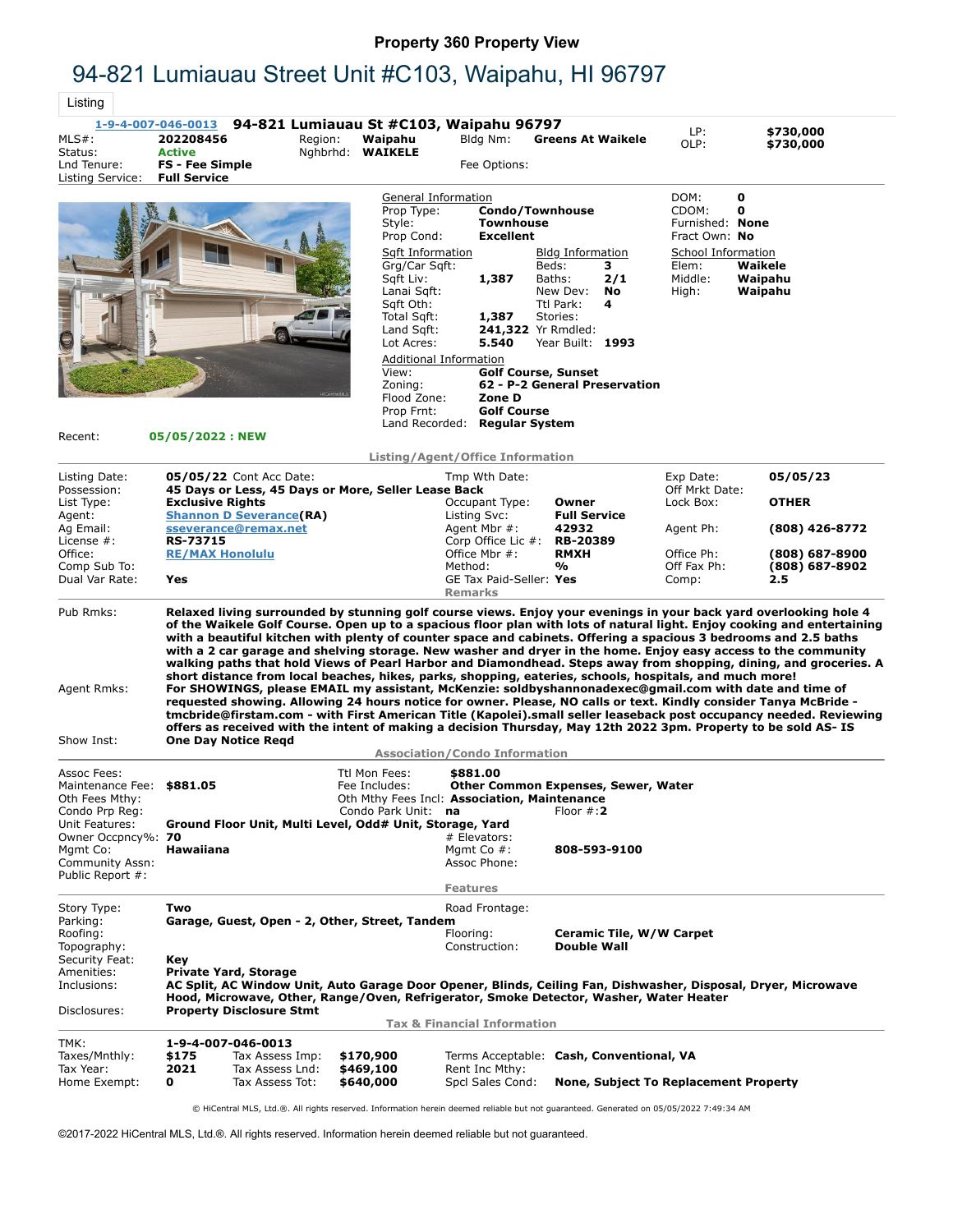# Property 360 Property View

## 94-821 Lumiauau Street Unit #C103, Waipahu, HI 96797

Listing

**1-9-4-007-046-0013** **94-821 Lumiauau St #C103, Waipahu 96797**

| | | | | | | | |
|---|---|---|---|---|---|---|---|
| MLS#: | **202208456** | Region: | **Waipahu** | Bldg Nm: | **Greens At Waikele** | LP: | **$730,000** |
| Status: | **Active** | Nghbrhd: | **WAIKELE** | | | OLP: | **$730,000** |
| Lnd Tenure: | **FS - Fee Simple** | | | Fee Options: | | | |
| Listing Service: | **Full Service** | | | | | | |

**General Information**

| | |
|---|---|
| Prop Type: | **Condo/Townhouse** |
| Style: | **Townhouse** |
| Prop Cond: | **Excellent** |

| | |
|---|---|
| DOM: | **0** |
| CDOM: | **0** |
| Furnished: | **None** |
| Fract Own: | **No** |

**Sqft Information**

| | |
|---|---|
| Grg/Car Sqft: | |
| Sqft Liv: | **1,387** |
| Lanai Sqft: | |
| Sqft Oth: | |
| Total Sqft: | **1,387** |
| Land Sqft: | **241,322** |
| Lot Acres: | **5.540** |

**Bldg Information**

| | |
|---|---|
| Beds: | **3** |
| Baths: | **2/1** |
| New Dev: | **No** |
| Ttl Park: | **4** |
| Stories: | |
| Yr Rmdled: | |
| Year Built: | **1993** |

**School Information**

| | |
|---|---|
| Elem: | **Waikele** |
| Middle: | **Waipahu** |
| High: | **Waipahu** |

**Additional Information**

| | |
|---|---|
| View: | **Golf Course, Sunset** |
| Zoning: | **62 - P-2 General Preservation** |
| Flood Zone: | **Zone D** |
| Prop Frnt: | **Golf Course** |
| Land Recorded: | **Regular System** |

Recent: **05/05/2022 : NEW**

### Listing/Agent/Office Information

| | | | | | |
|---|---|---|---|---|---|
| Listing Date: | **05/05/22** Cont Acc Date: | Tmp Wth Date: | | Exp Date: | **05/05/23** |
| Possession: | **45 Days or Less, 45 Days or More, Seller Lease Back** | | | Off Mrkt Date: | |
| List Type: | **Exclusive Rights** | Occupant Type: | **Owner** | Lock Box: | **OTHER** |
| Agent: | **Shannon D Severance(RA)** | Listing Svc: | **Full Service** | | |
| Ag Email: | **sseverance@remax.net** | Agent Mbr #: | **42932** | Agent Ph: | **(808) 426-8772** |
| License #: | **RS-73715** | Corp Office Lic #: | **RB-20389** | | |
| Office: | **RE/MAX Honolulu** | Office Mbr #: | **RMXH** | Office Ph: | **(808) 687-8900** |
| Comp Sub To: | | Method: | **%** | Off Fax Ph: | **(808) 687-8902** |
| Dual Var Rate: | **Yes** | GE Tax Paid-Seller: | **Yes** | Comp: | **2.5** |

### Remarks

**Pub Rmks:** **Relaxed living surrounded by stunning golf course views. Enjoy your evenings in your back yard overlooking hole 4 of the Waikele Golf Course. Open up to a spacious floor plan with lots of natural light. Enjoy cooking and entertaining with a beautiful kitchen with plenty of counter space and cabinets. Offering a spacious 3 bedrooms and 2.5 baths with a 2 car garage and shelving storage. New washer and dryer in the home. Enjoy easy access to the community walking paths that hold Views of Pearl Harbor and Diamondhead. Steps away from shopping, dining, and groceries. A short distance from local beaches, hikes, parks, shopping, eateries, schools, hospitals, and much more!**

**Agent Rmks:** **For SHOWINGS, please EMAIL my assistant, McKenzie: soldbyshannonadexec@gmail.com with date and time of requested showing. Allowing 24 hours notice for owner. Please, NO calls or text. Kindly consider Tanya McBride - tmcbride@firstam.com - with First American Title (Kapolei).small seller leaseback post occupancy needed. Reviewing offers as received with the intent of making a decision Thursday, May 12th 2022 3pm. Property to be sold AS- IS**

**Show Inst:** **One Day Notice Reqd**

### Association/Condo Information

| | | | |
|---|---|---|---|
| Assoc Fees: | | Ttl Mon Fees: | **$881.00** |
| Maintenance Fee: | **$881.05** | Fee Includes: | **Other Common Expenses, Sewer, Water** |
| Oth Fees Mthy: | | Oth Mthy Fees Incl: | **Association, Maintenance** |
| Condo Prp Reg: | | Condo Park Unit: | **na** Floor #: **2** |
| Unit Features: | **Ground Floor Unit, Multi Level, Odd# Unit, Storage, Yard** | | |
| Owner Occpncy%: | **70** | # Elevators: | |
| Mgmt Co: | **Hawaiiana** | Mgmt Co #: | **808-593-9100** |
| Community Assn: | | Assoc Phone: | |
| Public Report #: | | | |

### Features

| | | | |
|---|---|---|---|
| Story Type: | **Two** | Road Frontage: | |
| Parking: | **Garage, Guest, Open - 2, Other, Street, Tandem** | | |
| Roofing: | | Flooring: | **Ceramic Tile, W/W Carpet** |
| Topography: | | Construction: | **Double Wall** |
| Security Feat: | **Key** | | |
| Amenities: | **Private Yard, Storage** | | |
| Inclusions: | **AC Split, AC Window Unit, Auto Garage Door Opener, Blinds, Ceiling Fan, Dishwasher, Disposal, Dryer, Microwave Hood, Microwave, Other, Range/Oven, Refrigerator, Smoke Detector, Washer, Water Heater** | | |
| Disclosures: | **Property Disclosure Stmt** | | |

### Tax & Financial Information

| | | | | | |
|---|---|---|---|---|---|
| TMK: | **1-9-4-007-046-0013** | | | | |
| Taxes/Mnthly: | **$175** | Tax Assess Imp: | **$170,900** | Terms Acceptable: | **Cash, Conventional, VA** |
| Tax Year: | **2021** | Tax Assess Lnd: | **$469,100** | Rent Inc Mthy: | |
| Home Exempt: | **0** | Tax Assess Tot: | **$640,000** | Spcl Sales Cond: | **None, Subject To Replacement Property** |

© HiCentral MLS, Ltd.®. All rights reserved. Information herein deemed reliable but not guaranteed. Generated on 05/05/2022 7:49:34 AM

©2017-2022 HiCentral MLS, Ltd.®. All rights reserved. Information herein deemed reliable but not guaranteed.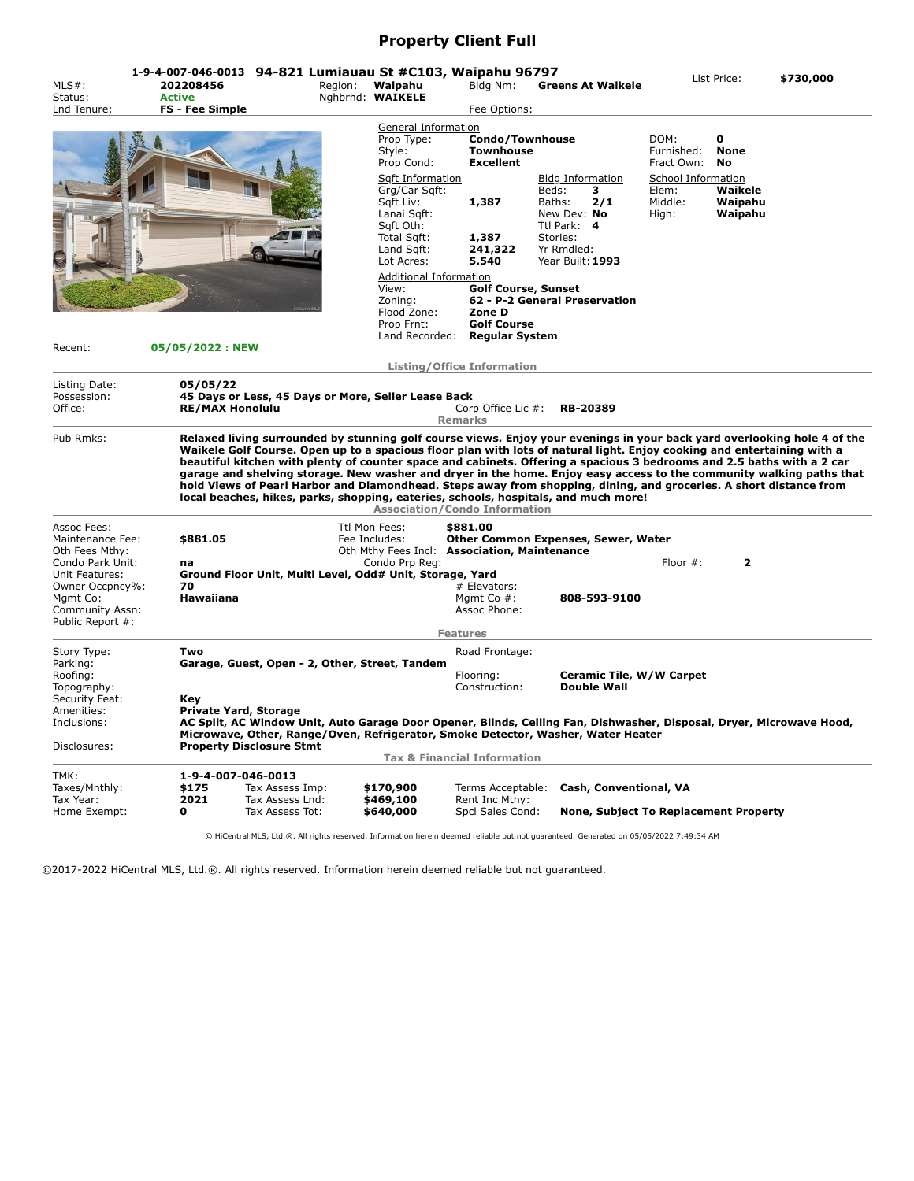# Property Client Full

**1-9-4-007-046-0013 94-821 Lumiauau St #C103, Waipahu 96797**

| | | | | | | | |
|---|---|---|---|---|---|---|---|
| MLS#: | **202208456** | Region: | **Waipahu** | Bldg Nm: | **Greens At Waikele** | List Price: | **$730,000** |
| Status: | **Active** | Nghbrhd: | **WAIKELE** | | | | |
| Lnd Tenure: | **FS - Fee Simple** | | | Fee Options: | | | |

**General Information**

| | | | |
|---|---|---|---|
| Prop Type: | **Condo/Townhouse** | DOM: | **0** |
| Style: | **Townhouse** | Furnished: | **None** |
| Prop Cond: | **Excellent** | Fract Own: | **No** |

| Sqft Information | | Bldg Information | | School Information | |
|---|---|---|---|---|---|
| Grg/Car Sqft: | | Beds: | **3** | Elem: | **Waikele** |
| Sqft Liv: | **1,387** | Baths: | **2/1** | Middle: | **Waipahu** |
| Lanai Sqft: | | New Dev: | **No** | High: | **Waipahu** |
| Sqft Oth: | | Ttl Park: | **4** | | |
| Total Sqft: | **1,387** | Stories: | | | |
| Land Sqft: | **241,322** | Yr Rmdled: | | | |
| Lot Acres: | **5.540** | Year Built: | **1993** | | |

**Additional Information**

| | |
|---|---|
| View: | **Golf Course, Sunset** |
| Zoning: | **62 - P-2 General Preservation** |
| Flood Zone: | **Zone D** |
| Prop Frnt: | **Golf Course** |
| Land Recorded: | **Regular System** |

Recent: **05/05/2022 : NEW**

## Listing/Office Information

| | | | |
|---|---|---|---|
| Listing Date: | **05/05/22** | | |
| Possession: | **45 Days or Less, 45 Days or More, Seller Lease Back** | | |
| Office: | **RE/MAX Honolulu** | Corp Office Lic #: | **RB-20389** |

## Remarks

Pub Rmks: **Relaxed living surrounded by stunning golf course views. Enjoy your evenings in your back yard overlooking hole 4 of the Waikele Golf Course. Open up to a spacious floor plan with lots of natural light. Enjoy cooking and entertaining with a beautiful kitchen with plenty of counter space and cabinets. Offering a spacious 3 bedrooms and 2.5 baths with a 2 car garage and shelving storage. New washer and dryer in the home. Enjoy easy access to the community walking paths that hold Views of Pearl Harbor and Diamondhead. Steps away from shopping, dining, and groceries. A short distance from local beaches, hikes, parks, shopping, eateries, schools, hospitals, and much more!**

## Association/Condo Information

| | | | | | |
|---|---|---|---|---|---|
| Assoc Fees: | | Ttl Mon Fees: | **$881.00** | | |
| Maintenance Fee: | **$881.05** | Fee Includes: | **Other Common Expenses, Sewer, Water** | | |
| Oth Fees Mthy: | | Oth Mthy Fees Incl: | **Association, Maintenance** | | |
| Condo Park Unit: | **na** | Condo Prp Reg: | | Floor #: | **2** |
| Unit Features: | **Ground Floor Unit, Multi Level, Odd# Unit, Storage, Yard** | | | | |
| Owner Occpncy%: | **70** | # Elevators: | | | |
| Mgmt Co: | **Hawaiiana** | Mgmt Co #: | **808-593-9100** | | |
| Community Assn: | | Assoc Phone: | | | |
| Public Report #: | | | | | |

## Features

| | | | |
|---|---|---|---|
| Story Type: | **Two** | Road Frontage: | |
| Parking: | **Garage, Guest, Open - 2, Other, Street, Tandem** | | |
| Roofing: | | Flooring: | **Ceramic Tile, W/W Carpet** |
| Topography: | | Construction: | **Double Wall** |
| Security Feat: | **Key** | | |
| Amenities: | **Private Yard, Storage** | | |
| Inclusions: | **AC Split, AC Window Unit, Auto Garage Door Opener, Blinds, Ceiling Fan, Dishwasher, Disposal, Dryer, Microwave Hood, Microwave, Other, Range/Oven, Refrigerator, Smoke Detector, Washer, Water Heater** | | |
| Disclosures: | **Property Disclosure Stmt** | | |

## Tax & Financial Information

| | | | | | |
|---|---|---|---|---|---|
| TMK: | **1-9-4-007-046-0013** | | | | |
| Taxes/Mnthly: | **$175** | Tax Assess Imp: | **$170,900** | Terms Acceptable: | **Cash, Conventional, VA** |
| Tax Year: | **2021** | Tax Assess Lnd: | **$469,100** | Rent Inc Mthy: | |
| Home Exempt: | **0** | Tax Assess Tot: | **$640,000** | Spcl Sales Cond: | **None, Subject To Replacement Property** |

© HiCentral MLS, Ltd.®. All rights reserved. Information herein deemed reliable but not guaranteed. Generated on 05/05/2022 7:49:34 AM

©2017-2022 HiCentral MLS, Ltd.®. All rights reserved. Information herein deemed reliable but not guaranteed.